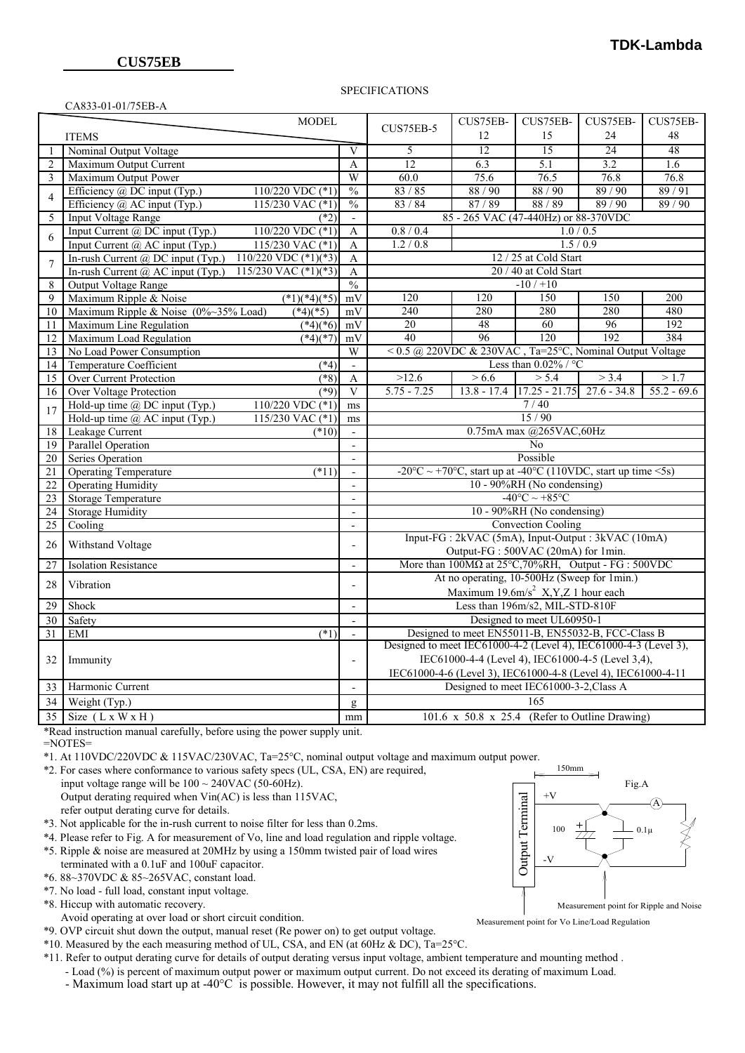**TDK-Lambda**

## CUS75EB

SPECIFICATIONS

CA833-01-01/75EB-A

| | ITEMS / MODEL | | | CUS75EB-5 | CUS75EB-12 | CUS75EB-15 | CUS75EB-24 | CUS75EB-48 |
|---|---|---|---|---|---|---|---|---|
| 1 | Nominal Output Voltage | | V | 5 | 12 | 15 | 24 | 48 |
| 2 | Maximum Output Current | | A | 12 | 6.3 | 5.1 | 3.2 | 1.6 |
| 3 | Maximum Output Power | | W | 60.0 | 75.6 | 76.5 | 76.8 | 76.8 |
| 4 | Efficiency @ DC input (Typ.) | 110/220 VDC (*1) | % | 83 / 85 | 88 / 90 | 88 / 90 | 89 / 90 | 89 / 91 |
| | Efficiency @ AC input (Typ.) | 115/230 VAC (*1) | % | 83 / 84 | 87 / 89 | 88 / 89 | 89 / 90 | 89 / 90 |
| 5 | Input Voltage Range | (*2) | - | 85 - 265 VAC (47-440Hz) or 88-370VDC | | | | |
| 6 | Input Current @ DC input (Typ.) | 110/220 VDC (*1) | A | 0.8 / 0.4 | 1.0 / 0.5 | | | |
| | Input Current @ AC input (Typ.) | 115/230 VAC (*1) | A | 1.2 / 0.8 | 1.5 / 0.9 | | | |
| 7 | In-rush Current @ DC input (Typ.) | 110/220 VDC (*1)(*3) | A | 12 / 25 at Cold Start | | | | |
| | In-rush Current @ AC input (Typ.) | 115/230 VAC (*1)(*3) | A | 20 / 40 at Cold Start | | | | |
| 8 | Output Voltage Range | | % | -10 / +10 | | | | |
| 9 | Maximum Ripple & Noise | (*1)(*4)(*5) | mV | 120 | 120 | 150 | 150 | 200 |
| 10 | Maximum Ripple & Noise (0%~35% Load) | (*4)(*5) | mV | 240 | 280 | 280 | 280 | 480 |
| 11 | Maximum Line Regulation | (*4)(*6) | mV | 20 | 48 | 60 | 96 | 192 |
| 12 | Maximum Load Regulation | (*4)(*7) | mV | 40 | 96 | 120 | 192 | 384 |
| 13 | No Load Power Consumption | | W | < 0.5 @ 220VDC & 230VAC , Ta=25°C, Nominal Output Voltage | | | | |
| 14 | Temperature Coefficient | (*4) | - | Less than 0.02% / °C | | | | |
| 15 | Over Current Protection | (*8) | A | >12.6 | > 6.6 | > 5.4 | > 3.4 | > 1.7 |
| 16 | Over Voltage Protection | (*9) | V | 5.75 - 7.25 | 13.8 - 17.4 | 17.25 - 21.75 | 27.6 - 34.8 | 55.2 - 69.6 |
| 17 | Hold-up time @ DC input (Typ.) | 110/220 VDC (*1) | ms | 7 / 40 | | | | |
| | Hold-up time @ AC input (Typ.) | 115/230 VAC (*1) | ms | 15 / 90 | | | | |
| 18 | Leakage Current | (*10) | - | 0.75mA max @265VAC,60Hz | | | | |
| 19 | Parallel Operation | | - | No | | | | |
| 20 | Series Operation | | - | Possible | | | | |
| 21 | Operating Temperature | (*11) | - | -20°C ~ +70°C, start up at -40°C (110VDC, start up time <5s) | | | | |
| 22 | Operating Humidity | | - | 10 - 90%RH (No condensing) | | | | |
| 23 | Storage Temperature | | - | -40°C ~ +85°C | | | | |
| 24 | Storage Humidity | | - | 10 - 90%RH (No condensing) | | | | |
| 25 | Cooling | | - | Convection Cooling | | | | |
| 26 | Withstand Voltage | | - | Input-FG : 2kVAC (5mA), Input-Output : 3kVAC (10mA) Output-FG : 500VAC (20mA) for 1min. | | | | |
| 27 | Isolation Resistance | | - | More than 100MΩ at 25°C,70%RH, Output - FG : 500VDC | | | | |
| 28 | Vibration | | - | At no operating, 10-500Hz (Sweep for 1min.) Maximum 19.6m/s$^2$ X,Y,Z 1 hour each | | | | |
| 29 | Shock | | - | Less than 196m/s2, MIL-STD-810F | | | | |
| 30 | Safety | | - | Designed to meet UL60950-1 | | | | |
| 31 | EMI | (*1) | - | Designed to meet EN55011-B, EN55032-B, FCC-Class B | | | | |
| 32 | Immunity | | - | Designed to meet IEC61000-4-2 (Level 4), IEC61000-4-3 (Level 3), IEC61000-4-4 (Level 4), IEC61000-4-5 (Level 3,4), IEC61000-4-6 (Level 3), IEC61000-4-8 (Level 4), IEC61000-4-11 | | | | |
| 33 | Harmonic Current | | - | Designed to meet IEC61000-3-2,Class A | | | | |
| 34 | Weight (Typ.) | | g | 165 | | | | |
| 35 | Size ( L x W x H ) | | mm | 101.6 x 50.8 x 25.4 (Refer to Outline Drawing) | | | | |

*Read instruction manual carefully, before using the power supply unit.

=NOTES=

*1. At 110VDC/220VDC & 115VAC/230VAC, Ta=25°C, nominal output voltage and maximum output power.

*2. For cases where conformance to various safety specs (UL, CSA, EN) are required, input voltage range will be 100 ~ 240VAC (50-60Hz). Output derating required when Vin(AC) is less than 115VAC, refer output derating curve for details.

*3. Not applicable for the in-rush current to noise filter for less than 0.2ms.

*4. Please refer to Fig. A for measurement of Vo, line and load regulation and ripple voltage.

*5. Ripple & noise are measured at 20MHz by using a 150mm twisted pair of load wires terminated with a 0.1uF and 100uF capacitor.

*6. 88~370VDC & 85~265VAC, constant load.

*7. No load - full load, constant input voltage.

*8. Hiccup with automatic recovery. Avoid operating at over load or short circuit condition.

*9. OVP circuit shut down the output, manual reset (Re power on) to get output voltage.

*10. Measured by the each measuring method of UL, CSA, and EN (at 60Hz & DC), Ta=25°C.

*11. Refer to output derating curve for details of output derating versus input voltage, ambient temperature and mounting method .
- Load (%) is percent of maximum output power or maximum output current. Do not exceed its derating of maximum Load.
- Maximum load start up at -40°C is possible. However, it may not fulfill all the specifications.

Fig.A

150mm, Output Terminal, +V, -V, 100, 0.1μ, A

Measurement point for Ripple and Noise

Measurement point for Vo Line/Load Regulation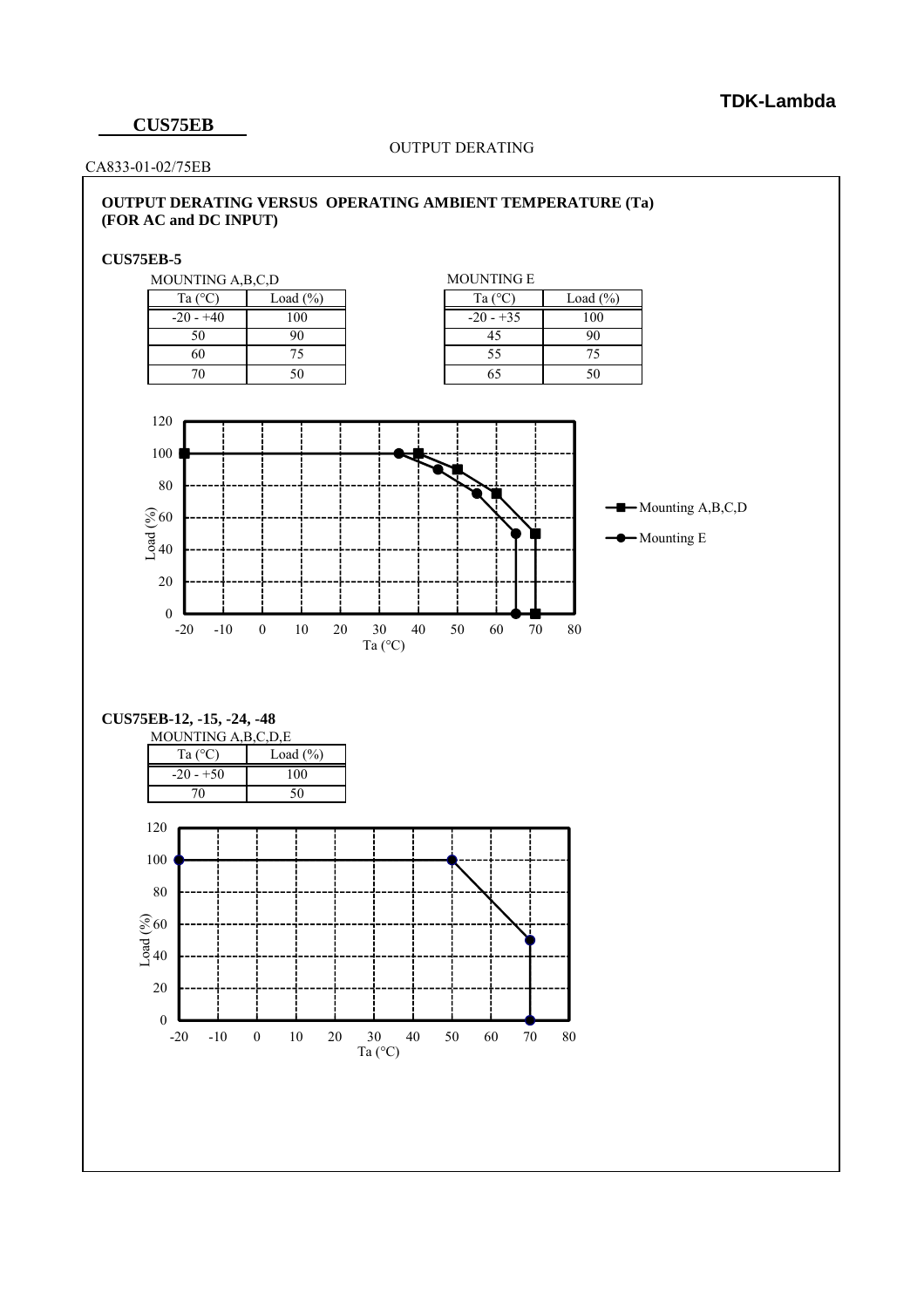**CUS75EB**

OUTPUT DERATING

CA833-01-02/75EB

## OUTPUT DERATING VERSUS OPERATING AMBIENT TEMPERATURE (Ta) (FOR AC and DC INPUT)

### CUS75EB-5

MOUNTING A,B,C,D

| Ta (°C) | Load (%) |
|---|---|
| -20 - +40 | 100 |
| 50 | 90 |
| 60 | 75 |
| 70 | 50 |

MOUNTING E

| Ta (°C) | Load (%) |
|---|---|
| -20 - +35 | 100 |
| 45 | 90 |
| 55 | 75 |
| 65 | 50 |

### CUS75EB-12, -15, -24, -48

MOUNTING A,B,C,D,E

| Ta (°C) | Load (%) |
|---|---|
| -20 - +50 | 100 |
| 70 | 50 |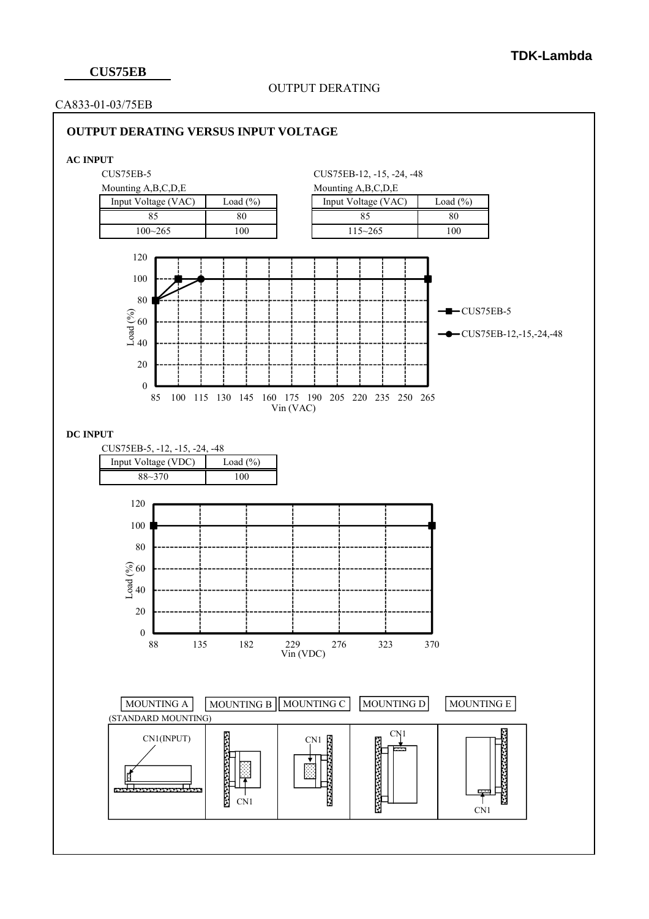**CUS75EB**

OUTPUT DERATING

CA833-01-03/75EB

## OUTPUT DERATING VERSUS INPUT VOLTAGE

### AC INPUT

CUS75EB-5

Mounting A,B,C,D,E

| Input Voltage (VAC) | Load (%) |
|---|---|
| 85 | 80 |
| 100~265 | 100 |

CUS75EB-12, -15, -24, -48

Mounting A,B,C,D,E

| Input Voltage (VAC) | Load (%) |
|---|---|
| 85 | 80 |
| 115~265 | 100 |

Load (%)

120
100
80
60
40
20
0

85 100 115 130 145 160 175 190 205 220 235 250 265

Vin (VAC)

CUS75EB-5

CUS75EB-12,-15,-24,-48

### DC INPUT

CUS75EB-5, -12, -15, -24, -48

| Input Voltage (VDC) | Load (%) |
|---|---|
| 88~370 | 100 |

Load (%)

120
100
80
60
40
20
0

88 135 182 229 276 323 370

Vin (VDC)

MOUNTING A (STANDARD MOUNTING)

MOUNTING B

MOUNTING C

MOUNTING D

MOUNTING E

CN1(INPUT)

CN1

CN1

CN1

CN1